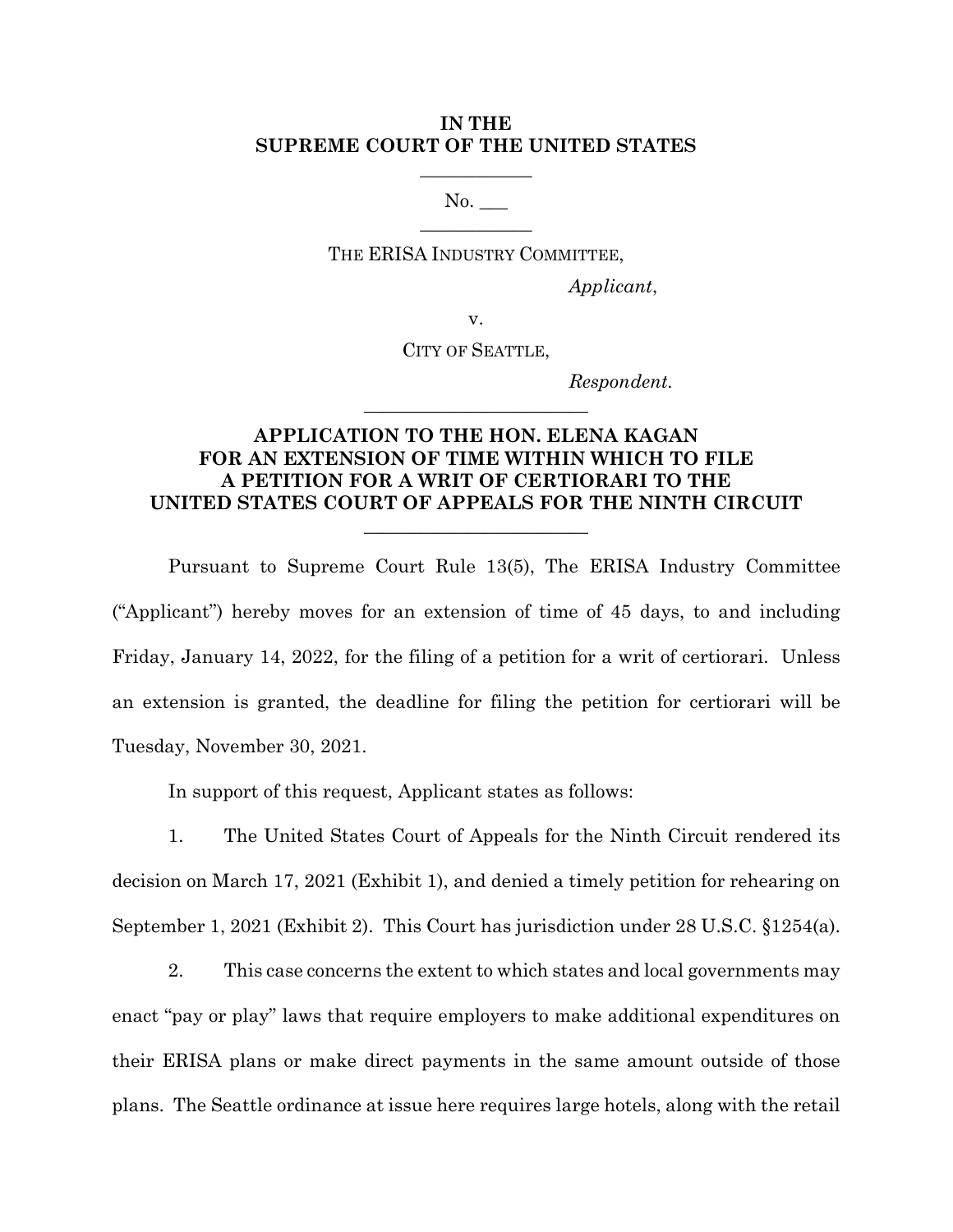**IN THE**
**SUPREME COURT OF THE UNITED STATES**

___________

No. ___

___________

THE ERISA INDUSTRY COMMITTEE,

*Applicant*,

v.

CITY OF SEATTLE,

*Respondent*.

_______________________

**APPLICATION TO THE HON. ELENA KAGAN FOR AN EXTENSION OF TIME WITHIN WHICH TO FILE A PETITION FOR A WRIT OF CERTIORARI TO THE UNITED STATES COURT OF APPEALS FOR THE NINTH CIRCUIT**

_______________________

Pursuant to Supreme Court Rule 13(5), The ERISA Industry Committee ("Applicant") hereby moves for an extension of time of 45 days, to and including Friday, January 14, 2022, for the filing of a petition for a writ of certiorari. Unless an extension is granted, the deadline for filing the petition for certiorari will be Tuesday, November 30, 2021.

In support of this request, Applicant states as follows:

1. The United States Court of Appeals for the Ninth Circuit rendered its decision on March 17, 2021 (Exhibit 1), and denied a timely petition for rehearing on September 1, 2021 (Exhibit 2). This Court has jurisdiction under 28 U.S.C. §1254(a).

2. This case concerns the extent to which states and local governments may enact "pay or play" laws that require employers to make additional expenditures on their ERISA plans or make direct payments in the same amount outside of those plans. The Seattle ordinance at issue here requires large hotels, along with the retail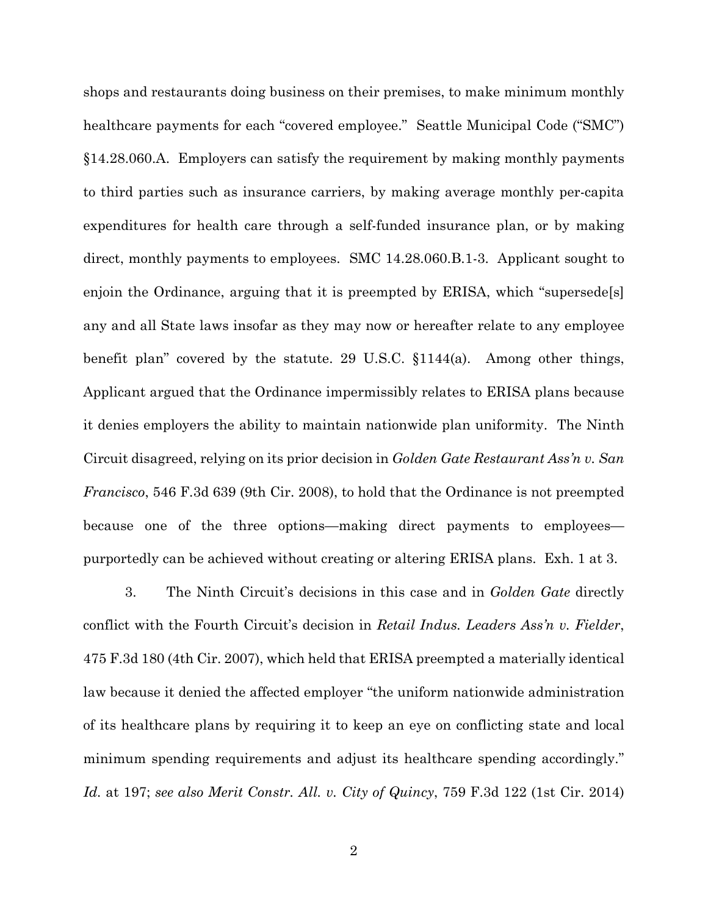shops and restaurants doing business on their premises, to make minimum monthly healthcare payments for each "covered employee." Seattle Municipal Code ("SMC") §14.28.060.A. Employers can satisfy the requirement by making monthly payments to third parties such as insurance carriers, by making average monthly per-capita expenditures for health care through a self-funded insurance plan, or by making direct, monthly payments to employees. SMC 14.28.060.B.1-3. Applicant sought to enjoin the Ordinance, arguing that it is preempted by ERISA, which "supersede[s] any and all State laws insofar as they may now or hereafter relate to any employee benefit plan" covered by the statute. 29 U.S.C. §1144(a). Among other things, Applicant argued that the Ordinance impermissibly relates to ERISA plans because it denies employers the ability to maintain nationwide plan uniformity. The Ninth Circuit disagreed, relying on its prior decision in *Golden Gate Restaurant Ass'n v. San Francisco*, 546 F.3d 639 (9th Cir. 2008), to hold that the Ordinance is not preempted because one of the three options—making direct payments to employees—purportedly can be achieved without creating or altering ERISA plans. Exh. 1 at 3.

3. The Ninth Circuit's decisions in this case and in *Golden Gate* directly conflict with the Fourth Circuit's decision in *Retail Indus. Leaders Ass'n v. Fielder*, 475 F.3d 180 (4th Cir. 2007), which held that ERISA preempted a materially identical law because it denied the affected employer "the uniform nationwide administration of its healthcare plans by requiring it to keep an eye on conflicting state and local minimum spending requirements and adjust its healthcare spending accordingly." *Id.* at 197; *see also Merit Constr. All. v. City of Quincy*, 759 F.3d 122 (1st Cir. 2014)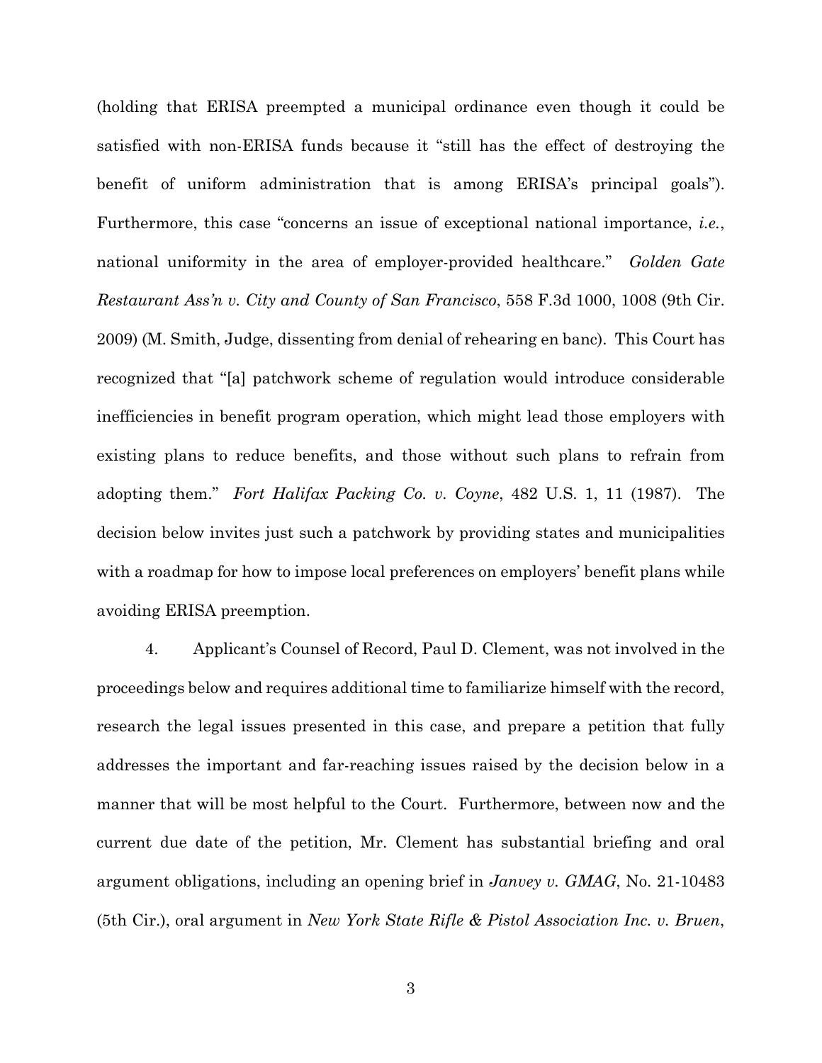(holding that ERISA preempted a municipal ordinance even though it could be satisfied with non-ERISA funds because it "still has the effect of destroying the benefit of uniform administration that is among ERISA's principal goals"). Furthermore, this case "concerns an issue of exceptional national importance, *i.e.*, national uniformity in the area of employer-provided healthcare." *Golden Gate Restaurant Ass'n v. City and County of San Francisco*, 558 F.3d 1000, 1008 (9th Cir. 2009) (M. Smith, Judge, dissenting from denial of rehearing en banc). This Court has recognized that "[a] patchwork scheme of regulation would introduce considerable inefficiencies in benefit program operation, which might lead those employers with existing plans to reduce benefits, and those without such plans to refrain from adopting them." *Fort Halifax Packing Co. v. Coyne*, 482 U.S. 1, 11 (1987). The decision below invites just such a patchwork by providing states and municipalities with a roadmap for how to impose local preferences on employers' benefit plans while avoiding ERISA preemption.

4. Applicant's Counsel of Record, Paul D. Clement, was not involved in the proceedings below and requires additional time to familiarize himself with the record, research the legal issues presented in this case, and prepare a petition that fully addresses the important and far-reaching issues raised by the decision below in a manner that will be most helpful to the Court. Furthermore, between now and the current due date of the petition, Mr. Clement has substantial briefing and oral argument obligations, including an opening brief in *Janvey v. GMAG*, No. 21-10483 (5th Cir.), oral argument in *New York State Rifle & Pistol Association Inc. v. Bruen*,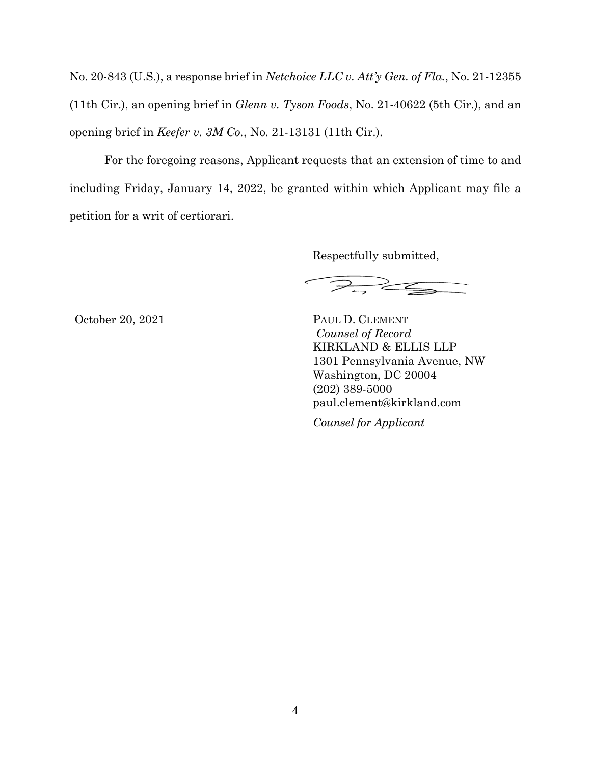No. 20-843 (U.S.), a response brief in *Netchoice LLC v. Att'y Gen. of Fla.*, No. 21-12355 (11th Cir.), an opening brief in *Glenn v. Tyson Foods*, No. 21-40622 (5th Cir.), and an opening brief in *Keefer v. 3M Co.*, No. 21-13131 (11th Cir.).

For the foregoing reasons, Applicant requests that an extension of time to and including Friday, January 14, 2022, be granted within which Applicant may file a petition for a writ of certiorari.

Respectfully submitted,

October 20, 2021

PAUL D. CLEMENT  
*Counsel of Record*  
KIRKLAND & ELLIS LLP  
1301 Pennsylvania Avenue, NW  
Washington, DC 20004  
(202) 389-5000  
paul.clement@kirkland.com

*Counsel for Applicant*